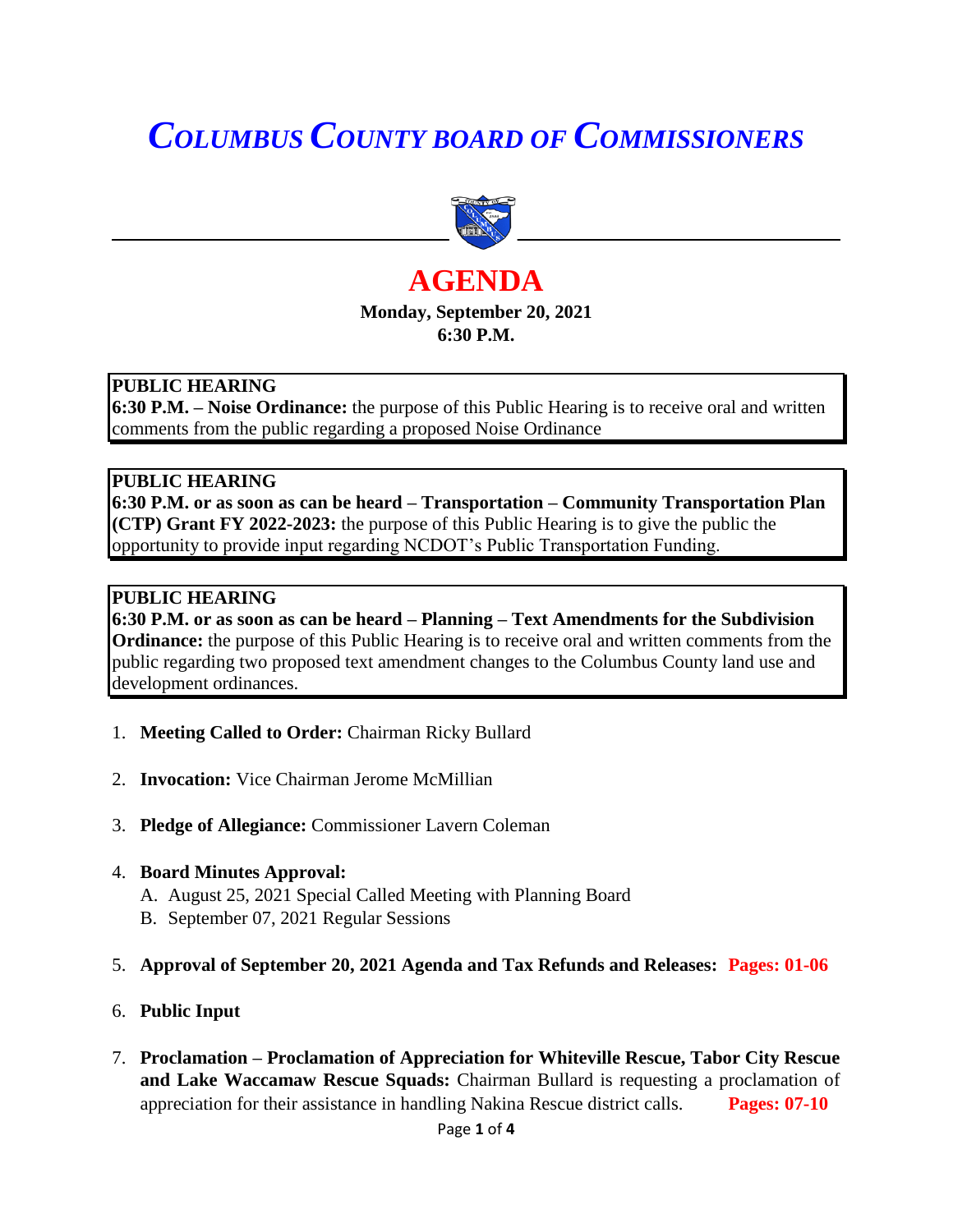# *COLUMBUS COUNTY BOARD OF COMMISSIONERS*

## AGENDA

**Monday, September 20, 2021**
**6:30 P.M.**

**PUBLIC HEARING**
**6:30 P.M. – Noise Ordinance:** the purpose of this Public Hearing is to receive oral and written comments from the public regarding a proposed Noise Ordinance

**PUBLIC HEARING**
**6:30 P.M. or as soon as can be heard – Transportation – Community Transportation Plan (CTP) Grant FY 2022-2023:** the purpose of this Public Hearing is to give the public the opportunity to provide input regarding NCDOT's Public Transportation Funding.

**PUBLIC HEARING**
**6:30 P.M. or as soon as can be heard – Planning – Text Amendments for the Subdivision Ordinance:** the purpose of this Public Hearing is to receive oral and written comments from the public regarding two proposed text amendment changes to the Columbus County land use and development ordinances.

1. **Meeting Called to Order:** Chairman Ricky Bullard

2. **Invocation:** Vice Chairman Jerome McMillian

3. **Pledge of Allegiance:** Commissioner Lavern Coleman

4. **Board Minutes Approval:**
   A. August 25, 2021 Special Called Meeting with Planning Board
   B. September 07, 2021 Regular Sessions

5. **Approval of September 20, 2021 Agenda and Tax Refunds and Releases: Pages: 01-06**

6. **Public Input**

7. **Proclamation – Proclamation of Appreciation for Whiteville Rescue, Tabor City Rescue and Lake Waccamaw Rescue Squads:** Chairman Bullard is requesting a proclamation of appreciation for their assistance in handling Nakina Rescue district calls. **Pages: 07-10**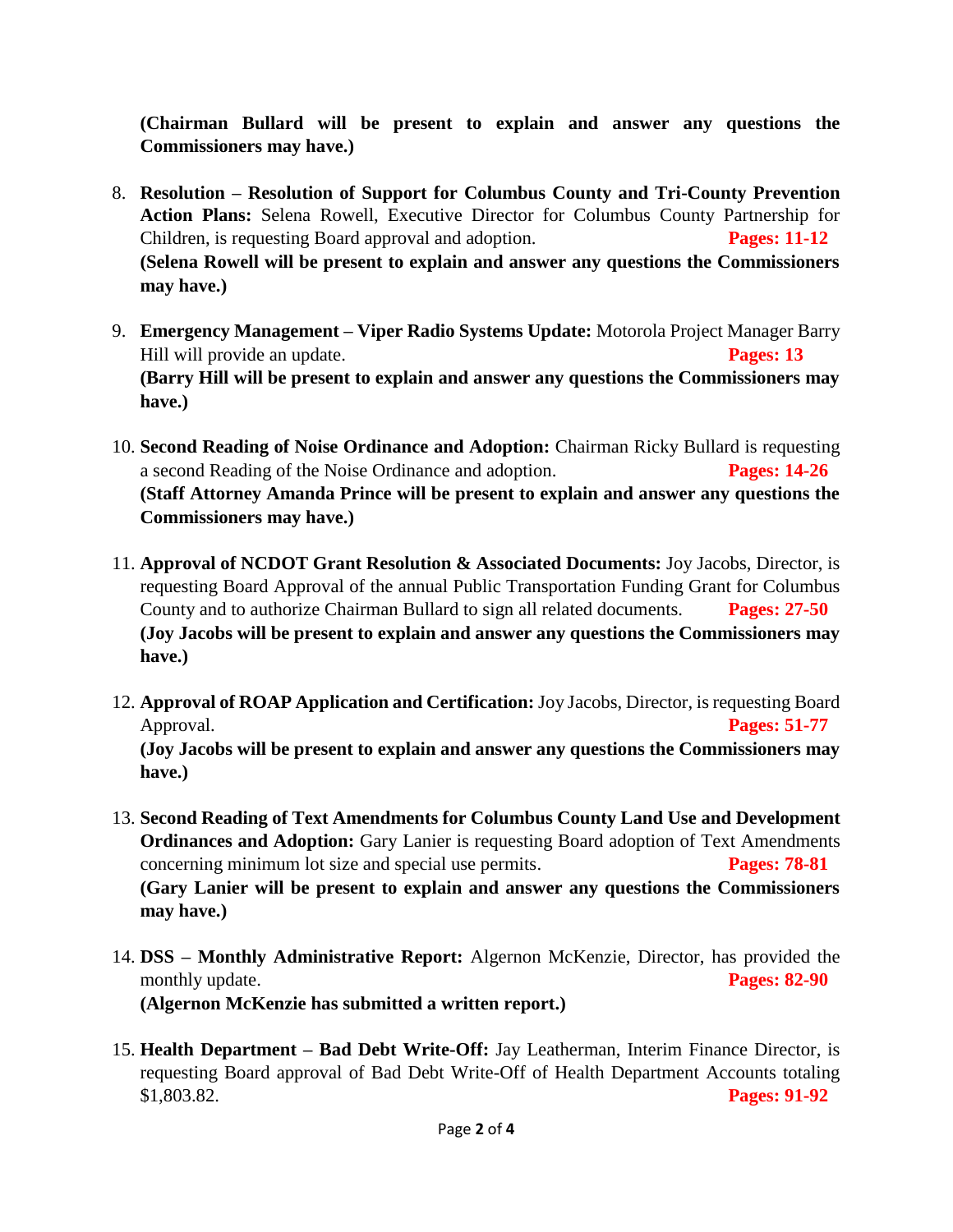**(Chairman Bullard will be present to explain and answer any questions the Commissioners may have.)**

8. **Resolution – Resolution of Support for Columbus County and Tri-County Prevention Action Plans:** Selena Rowell, Executive Director for Columbus County Partnership for Children, is requesting Board approval and adoption. **Pages: 11-12**
   **(Selena Rowell will be present to explain and answer any questions the Commissioners may have.)**

9. **Emergency Management – Viper Radio Systems Update:** Motorola Project Manager Barry Hill will provide an update. **Pages: 13**
   **(Barry Hill will be present to explain and answer any questions the Commissioners may have.)**

10. **Second Reading of Noise Ordinance and Adoption:** Chairman Ricky Bullard is requesting a second Reading of the Noise Ordinance and adoption. **Pages: 14-26**
    **(Staff Attorney Amanda Prince will be present to explain and answer any questions the Commissioners may have.)**

11. **Approval of NCDOT Grant Resolution & Associated Documents:** Joy Jacobs, Director, is requesting Board Approval of the annual Public Transportation Funding Grant for Columbus County and to authorize Chairman Bullard to sign all related documents. **Pages: 27-50**
    **(Joy Jacobs will be present to explain and answer any questions the Commissioners may have.)**

12. **Approval of ROAP Application and Certification:** Joy Jacobs, Director, is requesting Board Approval. **Pages: 51-77**
    **(Joy Jacobs will be present to explain and answer any questions the Commissioners may have.)**

13. **Second Reading of Text Amendments for Columbus County Land Use and Development Ordinances and Adoption:** Gary Lanier is requesting Board adoption of Text Amendments concerning minimum lot size and special use permits. **Pages: 78-81**
    **(Gary Lanier will be present to explain and answer any questions the Commissioners may have.)**

14. **DSS – Monthly Administrative Report:** Algernon McKenzie, Director, has provided the monthly update. **Pages: 82-90**
    **(Algernon McKenzie has submitted a written report.)**

15. **Health Department – Bad Debt Write-Off:** Jay Leatherman, Interim Finance Director, is requesting Board approval of Bad Debt Write-Off of Health Department Accounts totaling $1,803.82. **Pages: 91-92**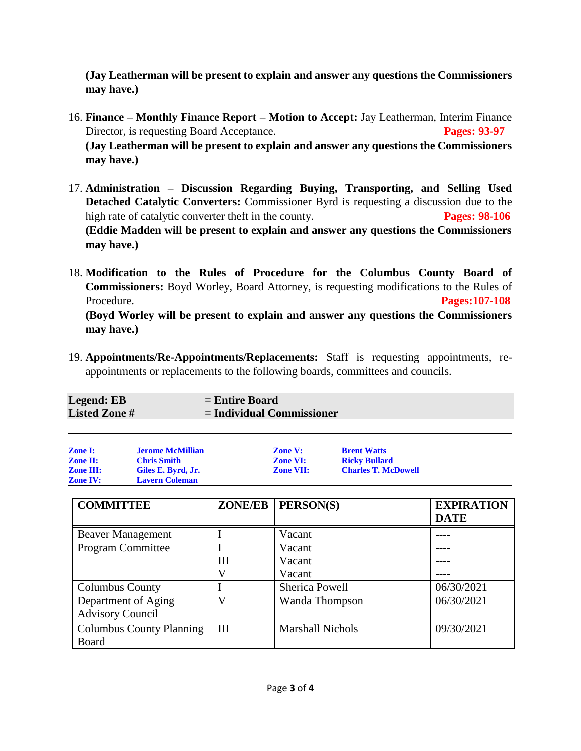**(Jay Leatherman will be present to explain and answer any questions the Commissioners may have.)**

16. **Finance – Monthly Finance Report – Motion to Accept:** Jay Leatherman, Interim Finance Director, is requesting Board Acceptance. **Pages: 93-97**
    **(Jay Leatherman will be present to explain and answer any questions the Commissioners may have.)**

17. **Administration – Discussion Regarding Buying, Transporting, and Selling Used Detached Catalytic Converters:** Commissioner Byrd is requesting a discussion due to the high rate of catalytic converter theft in the county. **Pages: 98-106**
    **(Eddie Madden will be present to explain and answer any questions the Commissioners may have.)**

18. **Modification to the Rules of Procedure for the Columbus County Board of Commissioners:** Boyd Worley, Board Attorney, is requesting modifications to the Rules of Procedure. **Pages:107-108**
    **(Boyd Worley will be present to explain and answer any questions the Commissioners may have.)**

19. **Appointments/Re-Appointments/Replacements:** Staff is requesting appointments, re-appointments or replacements to the following boards, committees and councils.

**Legend: EB** = **Entire Board**
**Listed Zone #** = **Individual Commissioner**

| | | | |
|---|---|---|---|
| **Zone I:** | **Jerome McMillian** | **Zone V:** | **Brent Watts** |
| **Zone II:** | **Chris Smith** | **Zone VI:** | **Ricky Bullard** |
| **Zone III:** | **Giles E. Byrd, Jr.** | **Zone VII:** | **Charles T. McDowell** |
| **Zone IV:** | **Lavern Coleman** | | |

| COMMITTEE | ZONE/EB | PERSON(S) | EXPIRATION DATE |
|---|---|---|---|
| Beaver Management Program Committee | I | Vacant | ---- |
| | I | Vacant | ---- |
| | III | Vacant | ---- |
| | V | Vacant | ---- |
| Columbus County Department of Aging Advisory Council | I | Sherica Powell | 06/30/2021 |
| | V | Wanda Thompson | 06/30/2021 |
| Columbus County Planning Board | III | Marshall Nichols | 09/30/2021 |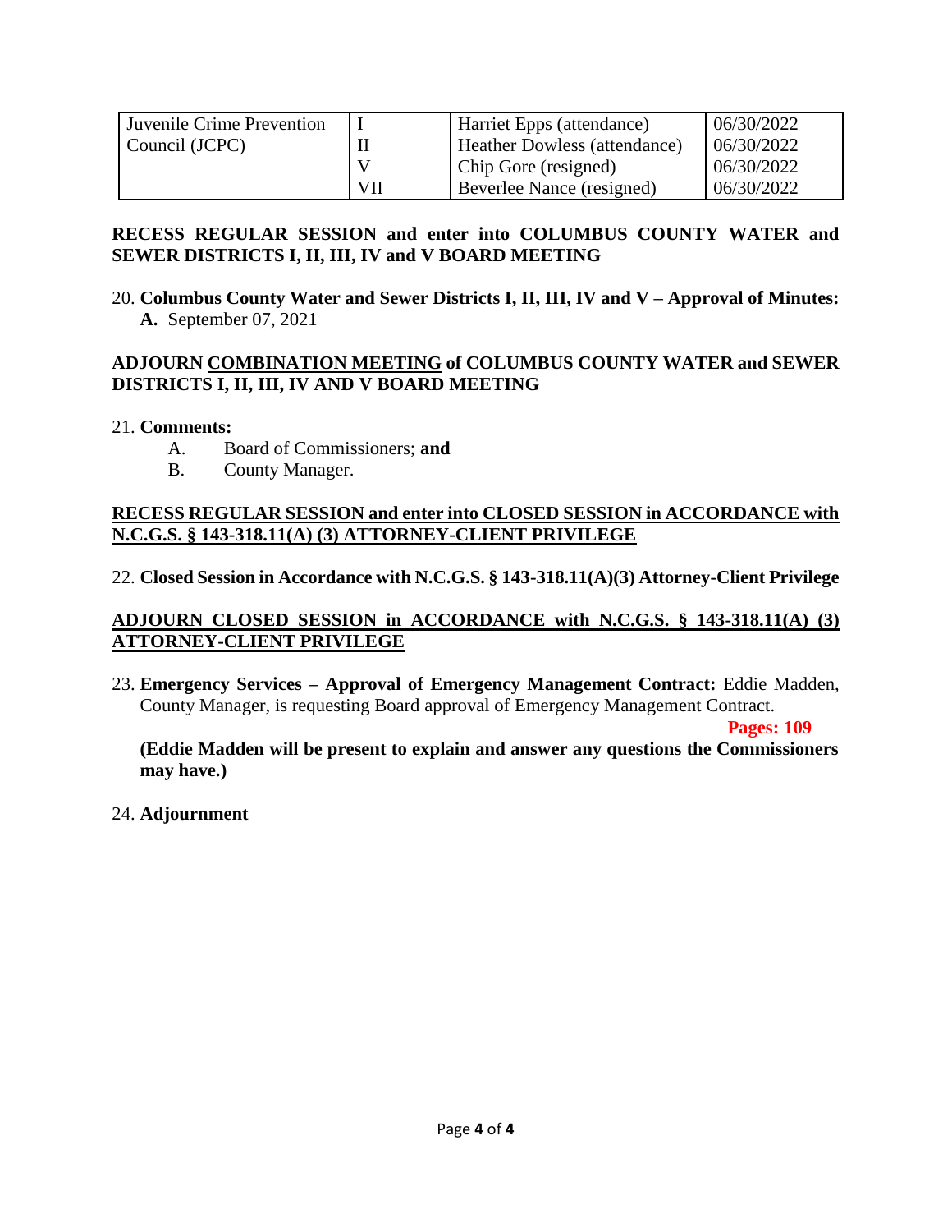| | | | |
|---|---|---|---|
| Juvenile Crime Prevention Council (JCPC) | I | Harriet Epps (attendance) | 06/30/2022 |
| | II | Heather Dowless (attendance) | 06/30/2022 |
| | V | Chip Gore (resigned) | 06/30/2022 |
| | VII | Beverlee Nance (resigned) | 06/30/2022 |

**RECESS REGULAR SESSION and enter into COLUMBUS COUNTY WATER and SEWER DISTRICTS I, II, III, IV and V BOARD MEETING**

20. **Columbus County Water and Sewer Districts I, II, III, IV and V – Approval of Minutes:**
    **A.** September 07, 2021

**ADJOURN COMBINATION MEETING of COLUMBUS COUNTY WATER and SEWER DISTRICTS I, II, III, IV AND V BOARD MEETING**

21. **Comments:**
    A. Board of Commissioners; **and**
    B. County Manager.

**RECESS REGULAR SESSION and enter into CLOSED SESSION in ACCORDANCE with N.C.G.S. § 143-318.11(A) (3) ATTORNEY-CLIENT PRIVILEGE**

22. **Closed Session in Accordance with N.C.G.S. § 143-318.11(A)(3) Attorney-Client Privilege**

**ADJOURN CLOSED SESSION in ACCORDANCE with N.C.G.S. § 143-318.11(A) (3) ATTORNEY-CLIENT PRIVILEGE**

23. **Emergency Services – Approval of Emergency Management Contract:** Eddie Madden, County Manager, is requesting Board approval of Emergency Management Contract.

    **Pages: 109**

    **(Eddie Madden will be present to explain and answer any questions the Commissioners may have.)**

24. **Adjournment**